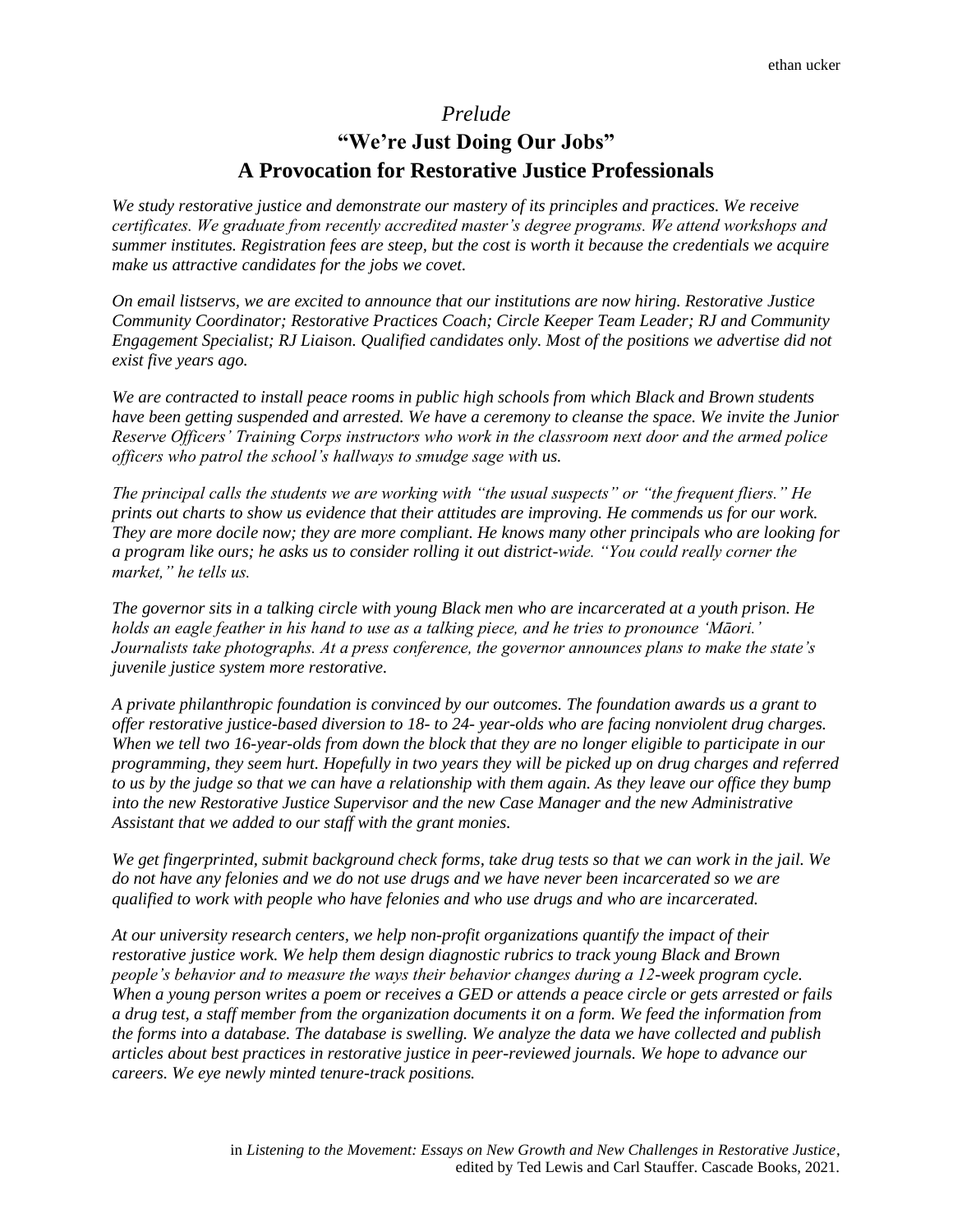ethan ucker

# *Prelude*

## "We're Just Doing Our Jobs"
## A Provocation for Restorative Justice Professionals

*We study restorative justice and demonstrate our mastery of its principles and practices. We receive certificates. We graduate from recently accredited master's degree programs. We attend workshops and summer institutes. Registration fees are steep, but the cost is worth it because the credentials we acquire make us attractive candidates for the jobs we covet.*

*On email listservs, we are excited to announce that our institutions are now hiring. Restorative Justice Community Coordinator; Restorative Practices Coach; Circle Keeper Team Leader; RJ and Community Engagement Specialist; RJ Liaison. Qualified candidates only. Most of the positions we advertise did not exist five years ago.*

*We are contracted to install peace rooms in public high schools from which Black and Brown students have been getting suspended and arrested. We have a ceremony to cleanse the space. We invite the Junior Reserve Officers' Training Corps instructors who work in the classroom next door and the armed police officers who patrol the school's hallways to smudge sage with us.*

*The principal calls the students we are working with "the usual suspects" or "the frequent fliers." He prints out charts to show us evidence that their attitudes are improving. He commends us for our work. They are more docile now; they are more compliant. He knows many other principals who are looking for a program like ours; he asks us to consider rolling it out district-wide. "You could really corner the market," he tells us.*

*The governor sits in a talking circle with young Black men who are incarcerated at a youth prison. He holds an eagle feather in his hand to use as a talking piece, and he tries to pronounce 'Māori.' Journalists take photographs. At a press conference, the governor announces plans to make the state's juvenile justice system more restorative.*

*A private philanthropic foundation is convinced by our outcomes. The foundation awards us a grant to offer restorative justice-based diversion to 18- to 24- year-olds who are facing nonviolent drug charges. When we tell two 16-year-olds from down the block that they are no longer eligible to participate in our programming, they seem hurt. Hopefully in two years they will be picked up on drug charges and referred to us by the judge so that we can have a relationship with them again. As they leave our office they bump into the new Restorative Justice Supervisor and the new Case Manager and the new Administrative Assistant that we added to our staff with the grant monies.*

*We get fingerprinted, submit background check forms, take drug tests so that we can work in the jail. We do not have any felonies and we do not use drugs and we have never been incarcerated so we are qualified to work with people who have felonies and who use drugs and who are incarcerated.*

*At our university research centers, we help non-profit organizations quantify the impact of their restorative justice work. We help them design diagnostic rubrics to track young Black and Brown people's behavior and to measure the ways their behavior changes during a 12-week program cycle. When a young person writes a poem or receives a GED or attends a peace circle or gets arrested or fails a drug test, a staff member from the organization documents it on a form. We feed the information from the forms into a database. The database is swelling. We analyze the data we have collected and publish articles about best practices in restorative justice in peer-reviewed journals. We hope to advance our careers. We eye newly minted tenure-track positions.*

in *Listening to the Movement: Essays on New Growth and New Challenges in Restorative Justice*, edited by Ted Lewis and Carl Stauffer. Cascade Books, 2021.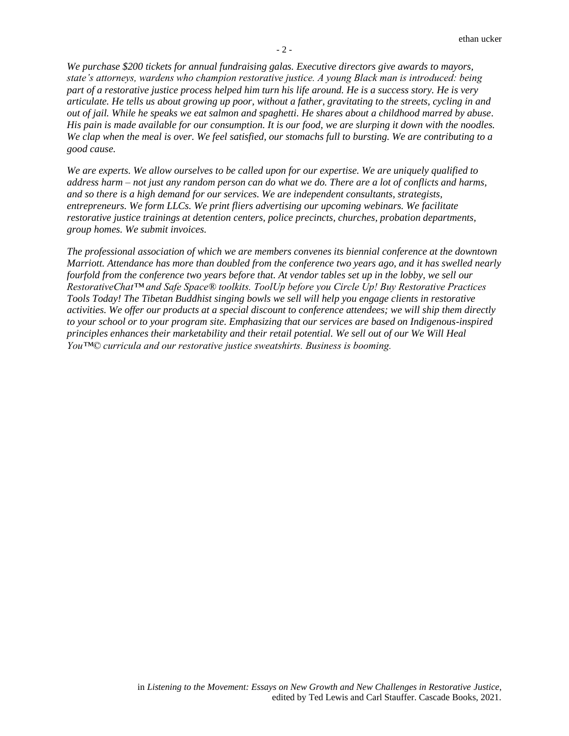*We purchase $200 tickets for annual fundraising galas. Executive directors give awards to mayors, state's attorneys, wardens who champion restorative justice. A young Black man is introduced: being part of a restorative justice process helped him turn his life around. He is a success story. He is very articulate. He tells us about growing up poor, without a father, gravitating to the streets, cycling in and out of jail. While he speaks we eat salmon and spaghetti. He shares about a childhood marred by abuse. His pain is made available for our consumption. It is our food, we are slurping it down with the noodles. We clap when the meal is over. We feel satisfied, our stomachs full to bursting. We are contributing to a good cause.*

*We are experts. We allow ourselves to be called upon for our expertise. We are uniquely qualified to address harm – not just any random person can do what we do. There are a lot of conflicts and harms, and so there is a high demand for our services. We are independent consultants, strategists, entrepreneurs. We form LLCs. We print fliers advertising our upcoming webinars. We facilitate restorative justice trainings at detention centers, police precincts, churches, probation departments, group homes. We submit invoices.*

*The professional association of which we are members convenes its biennial conference at the downtown Marriott. Attendance has more than doubled from the conference two years ago, and it has swelled nearly fourfold from the conference two years before that. At vendor tables set up in the lobby, we sell our RestorativeChat™ and Safe Space® toolkits. ToolUp before you Circle Up! Buy Restorative Practices Tools Today! The Tibetan Buddhist singing bowls we sell will help you engage clients in restorative activities. We offer our products at a special discount to conference attendees; we will ship them directly to your school or to your program site. Emphasizing that our services are based on Indigenous-inspired principles enhances their marketability and their retail potential. We sell out of our We Will Heal You™© curricula and our restorative justice sweatshirts. Business is booming.*